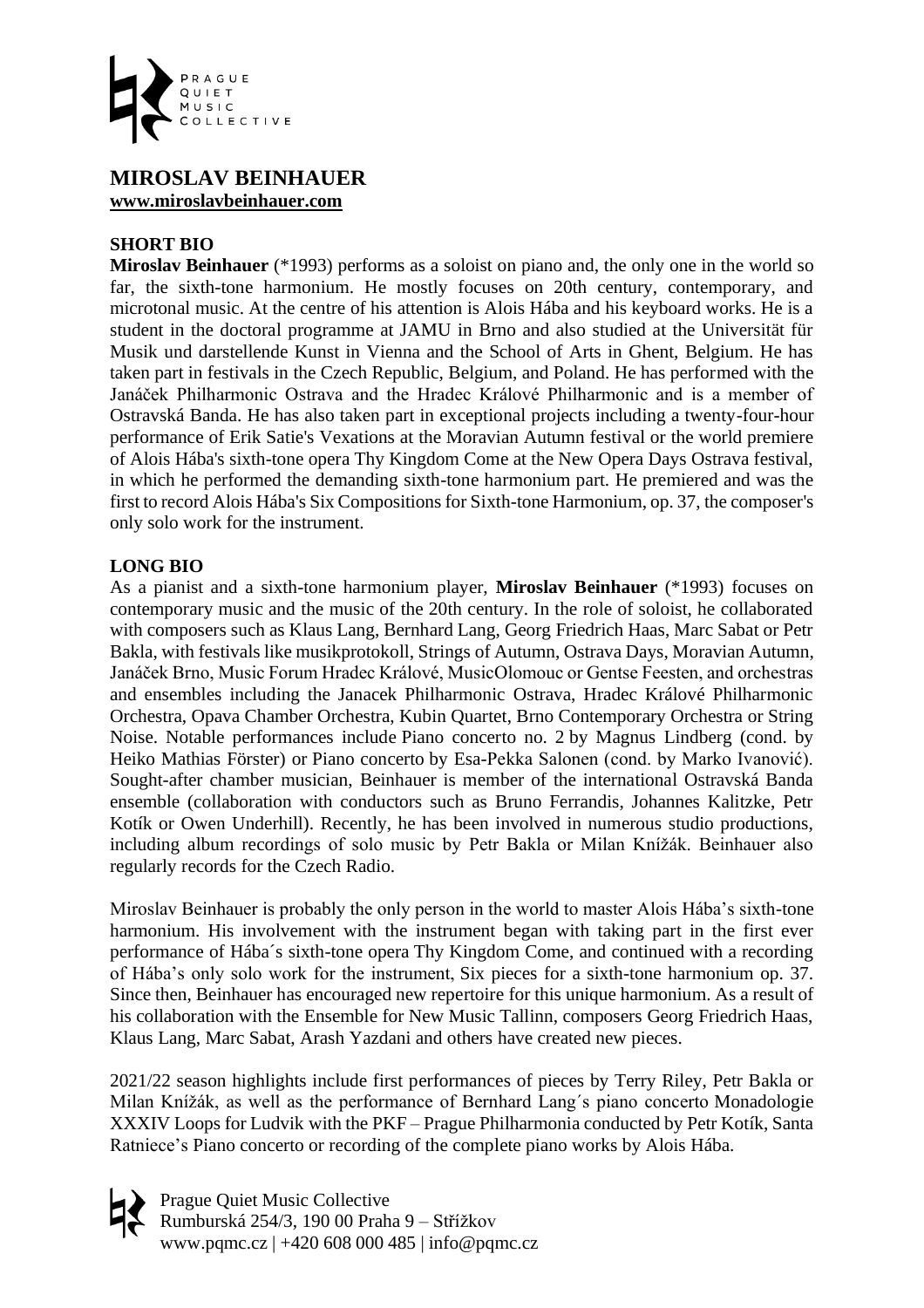# MIROSLAV BEINHAUER

**www.miroslavbeinhauer.com**

## SHORT BIO

**Miroslav Beinhauer** (*1993) performs as a soloist on piano and, the only one in the world so far, the sixth-tone harmonium. He mostly focuses on 20th century, contemporary, and microtonal music. At the centre of his attention is Alois Hába and his keyboard works. He is a student in the doctoral programme at JAMU in Brno and also studied at the Universität für Musik und darstellende Kunst in Vienna and the School of Arts in Ghent, Belgium. He has taken part in festivals in the Czech Republic, Belgium, and Poland. He has performed with the Janáček Philharmonic Ostrava and the Hradec Králové Philharmonic and is a member of Ostravská Banda. He has also taken part in exceptional projects including a twenty-four-hour performance of Erik Satie's Vexations at the Moravian Autumn festival or the world premiere of Alois Hába's sixth-tone opera Thy Kingdom Come at the New Opera Days Ostrava festival, in which he performed the demanding sixth-tone harmonium part. He premiered and was the first to record Alois Hába's Six Compositions for Sixth-tone Harmonium, op. 37, the composer's only solo work for the instrument.

## LONG BIO

As a pianist and a sixth-tone harmonium player, **Miroslav Beinhauer** (*1993) focuses on contemporary music and the music of the 20th century. In the role of soloist, he collaborated with composers such as Klaus Lang, Bernhard Lang, Georg Friedrich Haas, Marc Sabat or Petr Bakla, with festivals like musikprotokoll, Strings of Autumn, Ostrava Days, Moravian Autumn, Janáček Brno, Music Forum Hradec Králové, MusicOlomouc or Gentse Feesten, and orchestras and ensembles including the Janacek Philharmonic Ostrava, Hradec Králové Philharmonic Orchestra, Opava Chamber Orchestra, Kubin Quartet, Brno Contemporary Orchestra or String Noise. Notable performances include Piano concerto no. 2 by Magnus Lindberg (cond. by Heiko Mathias Förster) or Piano concerto by Esa-Pekka Salonen (cond. by Marko Ivanović). Sought-after chamber musician, Beinhauer is member of the international Ostravská Banda ensemble (collaboration with conductors such as Bruno Ferrandis, Johannes Kalitzke, Petr Kotík or Owen Underhill). Recently, he has been involved in numerous studio productions, including album recordings of solo music by Petr Bakla or Milan Knížák. Beinhauer also regularly records for the Czech Radio.

Miroslav Beinhauer is probably the only person in the world to master Alois Hába's sixth-tone harmonium. His involvement with the instrument began with taking part in the first ever performance of Hába´s sixth-tone opera Thy Kingdom Come, and continued with a recording of Hába's only solo work for the instrument, Six pieces for a sixth-tone harmonium op. 37. Since then, Beinhauer has encouraged new repertoire for this unique harmonium. As a result of his collaboration with the Ensemble for New Music Tallinn, composers Georg Friedrich Haas, Klaus Lang, Marc Sabat, Arash Yazdani and others have created new pieces.

2021/22 season highlights include first performances of pieces by Terry Riley, Petr Bakla or Milan Knížák, as well as the performance of Bernhard Lang´s piano concerto Monadologie XXXIV Loops for Ludvik with the PKF – Prague Philharmonia conducted by Petr Kotík, Santa Ratniece's Piano concerto or recording of the complete piano works by Alois Hába.

Prague Quiet Music Collective
Rumburská 254/3, 190 00 Praha 9 – Střížkov
www.pqmc.cz | +420 608 000 485 | info@pqmc.cz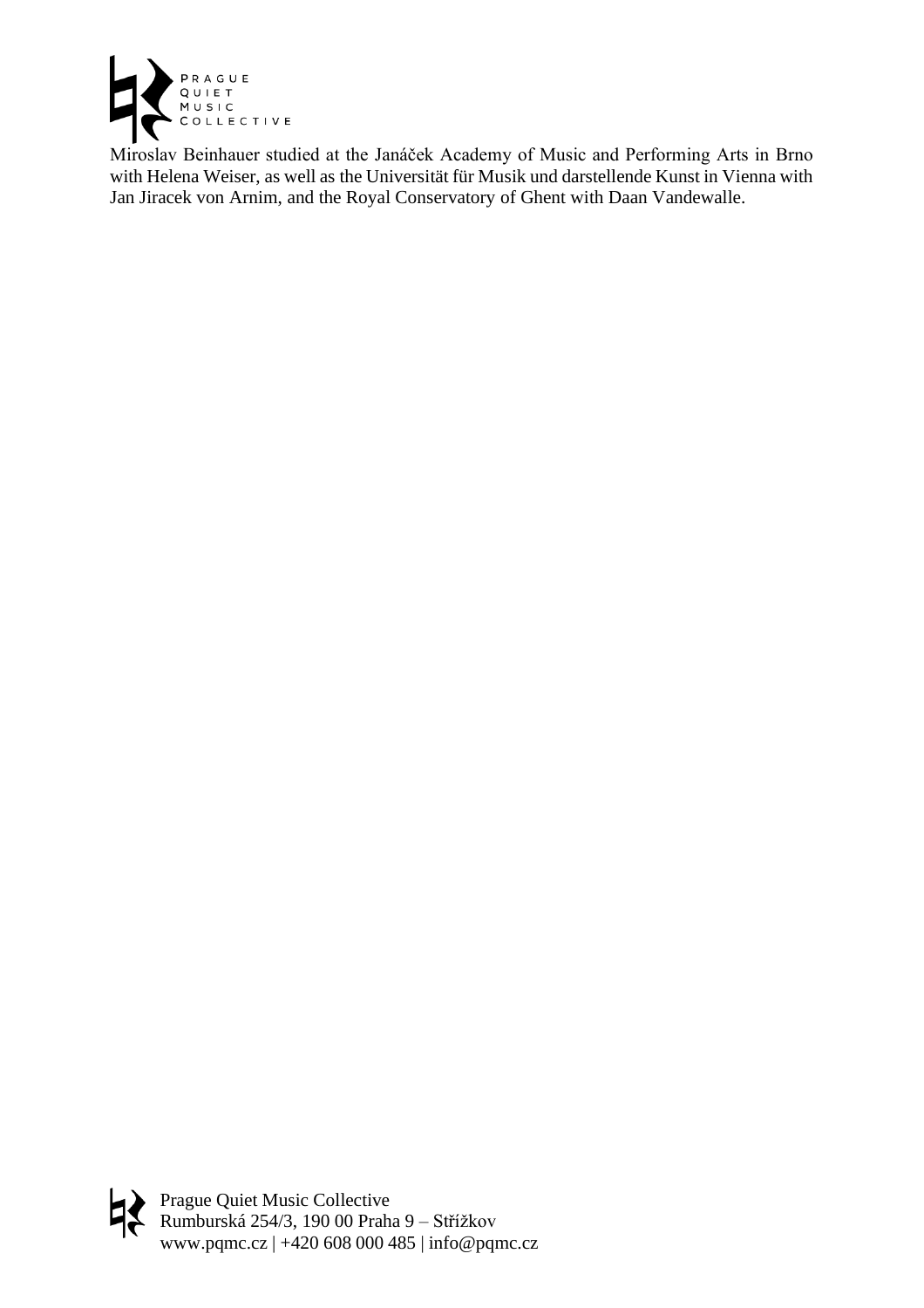Miroslav Beinhauer studied at the Janáček Academy of Music and Performing Arts in Brno with Helena Weiser, as well as the Universität für Musik und darstellende Kunst in Vienna with Jan Jiracek von Arnim, and the Royal Conservatory of Ghent with Daan Vandewalle.